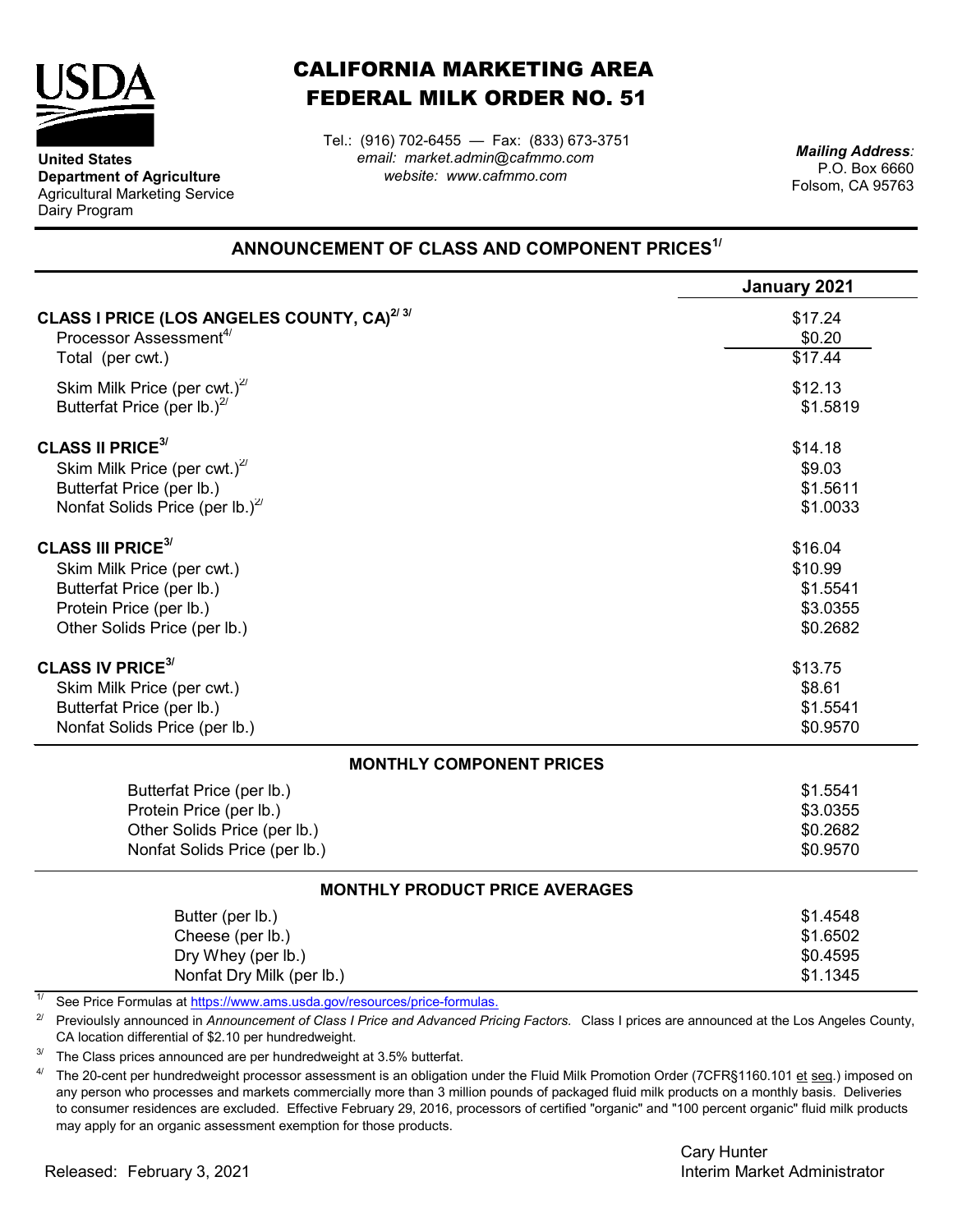**United States Department of Agriculture**
Agricultural Marketing Service
Dairy Program

# CALIFORNIA MARKETING AREA
# FEDERAL MILK ORDER NO. 51

Tel.: (916) 702-6455 — Fax: (833) 673-3751
*email: market.admin@cafmmo.com*
*website: www.cafmmo.com*

*Mailing Address:*
P.O. Box 6660
Folsom, CA 95763

## ANNOUNCEMENT OF CLASS AND COMPONENT PRICES[1/]

| | January 2021 |
|---|---|
| **CLASS I PRICE (LOS ANGELES COUNTY, CA)[2/ 3/]** | $17.24 |
| Processor Assessment[4/] | $0.20 |
| Total (per cwt.) | $17.44 |
| Skim Milk Price (per cwt.)[2/] | $12.13 |
| Butterfat Price (per lb.)[2/] | $1.5819 |
| **CLASS II PRICE[3/]** | $14.18 |
| Skim Milk Price (per cwt.)[2/] | $9.03 |
| Butterfat Price (per lb.) | $1.5611 |
| Nonfat Solids Price (per lb.)[2/] | $1.0033 |
| **CLASS III PRICE[3/]** | $16.04 |
| Skim Milk Price (per cwt.) | $10.99 |
| Butterfat Price (per lb.) | $1.5541 |
| Protein Price (per lb.) | $3.0355 |
| Other Solids Price (per lb.) | $0.2682 |
| **CLASS IV PRICE[3/]** | $13.75 |
| Skim Milk Price (per cwt.) | $8.61 |
| Butterfat Price (per lb.) | $1.5541 |
| Nonfat Solids Price (per lb.) | $0.9570 |

### MONTHLY COMPONENT PRICES

| | |
|---|---|
| Butterfat Price (per lb.) | $1.5541 |
| Protein Price (per lb.) | $3.0355 |
| Other Solids Price (per lb.) | $0.2682 |
| Nonfat Solids Price (per lb.) | $0.9570 |

### MONTHLY PRODUCT PRICE AVERAGES

| | |
|---|---|
| Butter (per lb.) | $1.4548 |
| Cheese (per lb.) | $1.6502 |
| Dry Whey (per lb.) | $0.4595 |
| Nonfat Dry Milk (per lb.) | $1.1345 |

[1/] See Price Formulas at https://www.ams.usda.gov/resources/price-formulas.

[2/] Previoulsly announced in *Announcement of Class I Price and Advanced Pricing Factors.* Class I prices are announced at the Los Angeles County, CA location differential of $2.10 per hundredweight.

[3/] The Class prices announced are per hundredweight at 3.5% butterfat.

[4/] The 20-cent per hundredweight processor assessment is an obligation under the Fluid Milk Promotion Order (7CFR§1160.101 et seq.) imposed on any person who processes and markets commercially more than 3 million pounds of packaged fluid milk products on a monthly basis. Deliveries to consumer residences are excluded. Effective February 29, 2016, processors of certified "organic" and "100 percent organic" fluid milk products may apply for an organic assessment exemption for those products.

Released: February 3, 2021

Cary Hunter
Interim Market Administrator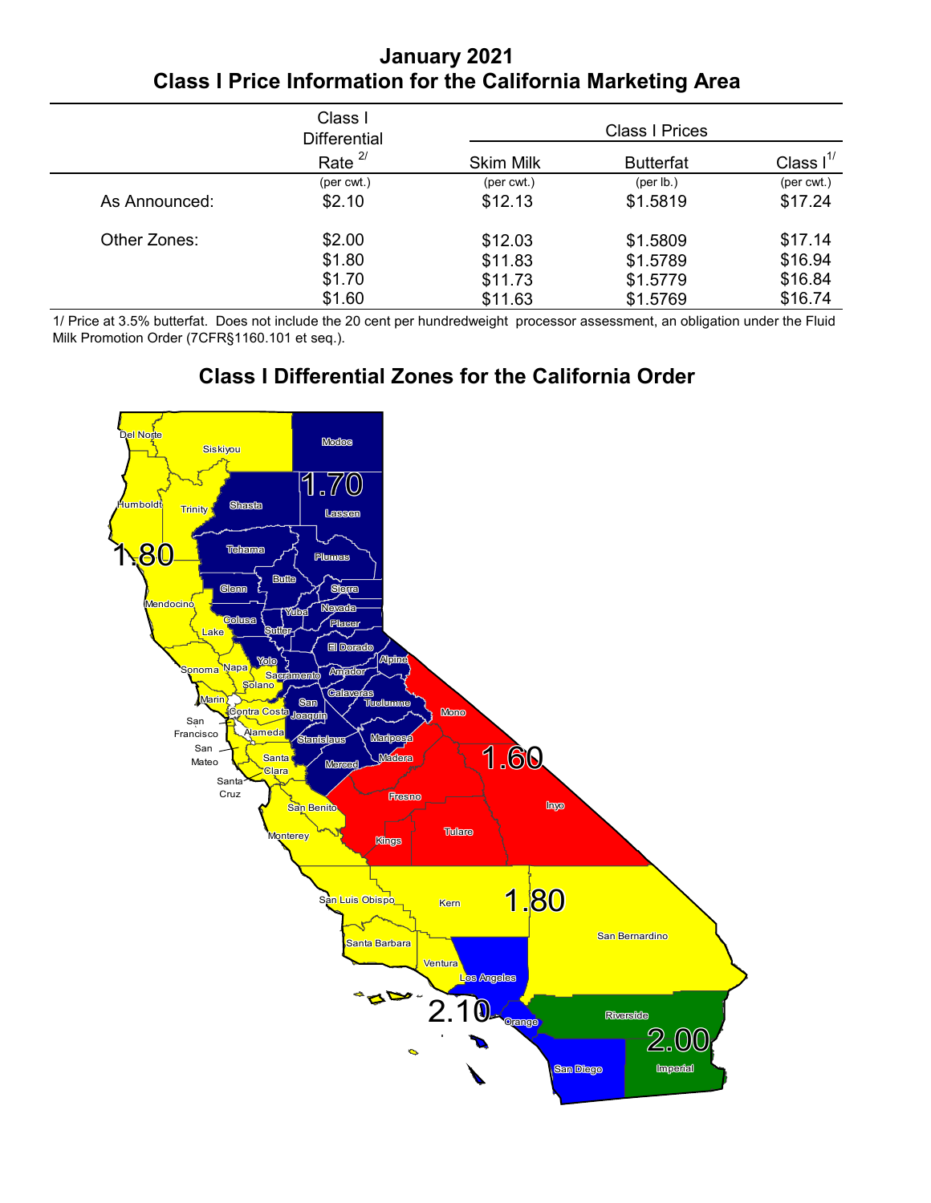# January 2021
# Class I Price Information for the California Marketing Area

| | Class I Differential Rate [2/] | Class I Prices | | |
|---|---|---|---|---|
| | | Skim Milk | Butterfat | Class I [1/] |
| | (per cwt.) | (per cwt.) | (per lb.) | (per cwt.) |
| As Announced: | $2.10 | $12.13 | $1.5819 | $17.24 |
| Other Zones: | $2.00 | $12.03 | $1.5809 | $17.14 |
| | $1.80 | $11.83 | $1.5789 | $16.94 |
| | $1.70 | $11.73 | $1.5779 | $16.84 |
| | $1.60 | $11.63 | $1.5769 | $16.74 |

1/ Price at 3.5% butterfat. Does not include the 20 cent per hundredweight processor assessment, an obligation under the Fluid Milk Promotion Order (7CFR§1160.101 et seq.).

## Class I Differential Zones for the California Order

1.70
1.80
1.60
1.80
2.10
2.00

Del Norte
Siskiyou
Modoc
Humboldt
Trinity
Shasta
Lassen
Tehama
Plumas
Butte
Glenn
Sierra
Mendocino
Yuba
Nevada
Colusa
Placer
Lake
Sutter
El Dorado
Yolo
Alpine
Sonoma
Napa
Sacramento
Amador
Solano
Calaveras
Marin
Tuolumne
Contra Costa
San Joaquin
Mono
San Francisco
Alameda
Stanislaus
Mariposa
San Mateo
Santa Clara
Madera
Merced
Santa Cruz
Fresno
San Benito
Inyo
Tulare
Monterey
Kings
San Luis Obispo
Kern
San Bernardino
Santa Barbara
Ventura
Los Angeles
Orange
Riverside
San Diego
Imperial